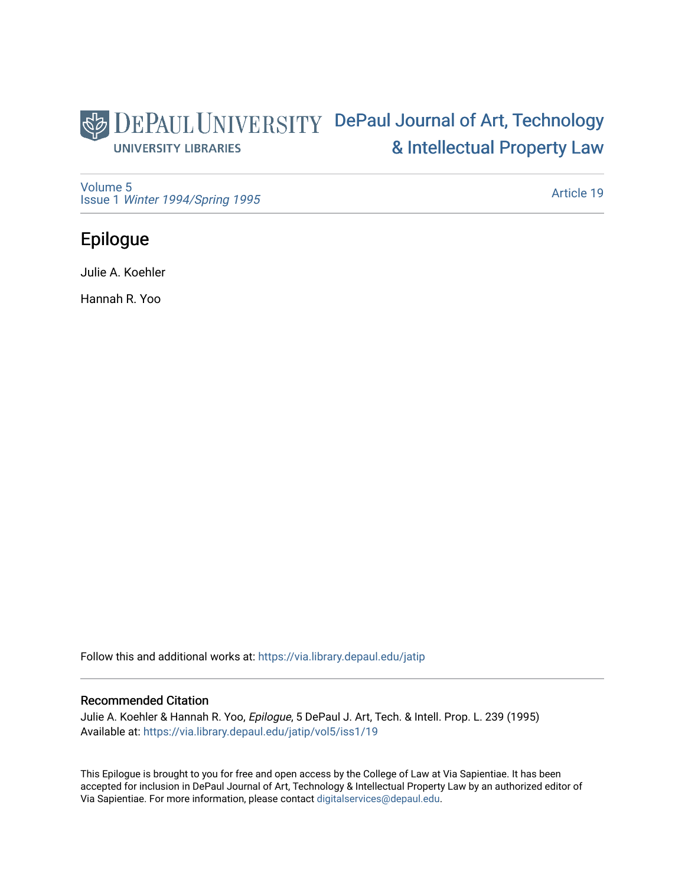DePaul University Libraries

# DePaul Journal of Art, Technology & Intellectual Property Law

Volume 5
Issue 1 *Winter 1994/Spring 1995*

Article 19

## Epilogue

Julie A. Koehler

Hannah R. Yoo

Follow this and additional works at: https://via.library.depaul.edu/jatip

### Recommended Citation

Julie A. Koehler & Hannah R. Yoo, *Epilogue*, 5 DePaul J. Art, Tech. & Intell. Prop. L. 239 (1995)
Available at: https://via.library.depaul.edu/jatip/vol5/iss1/19

This Epilogue is brought to you for free and open access by the College of Law at Via Sapientiae. It has been accepted for inclusion in DePaul Journal of Art, Technology & Intellectual Property Law by an authorized editor of Via Sapientiae. For more information, please contact digitalservices@depaul.edu.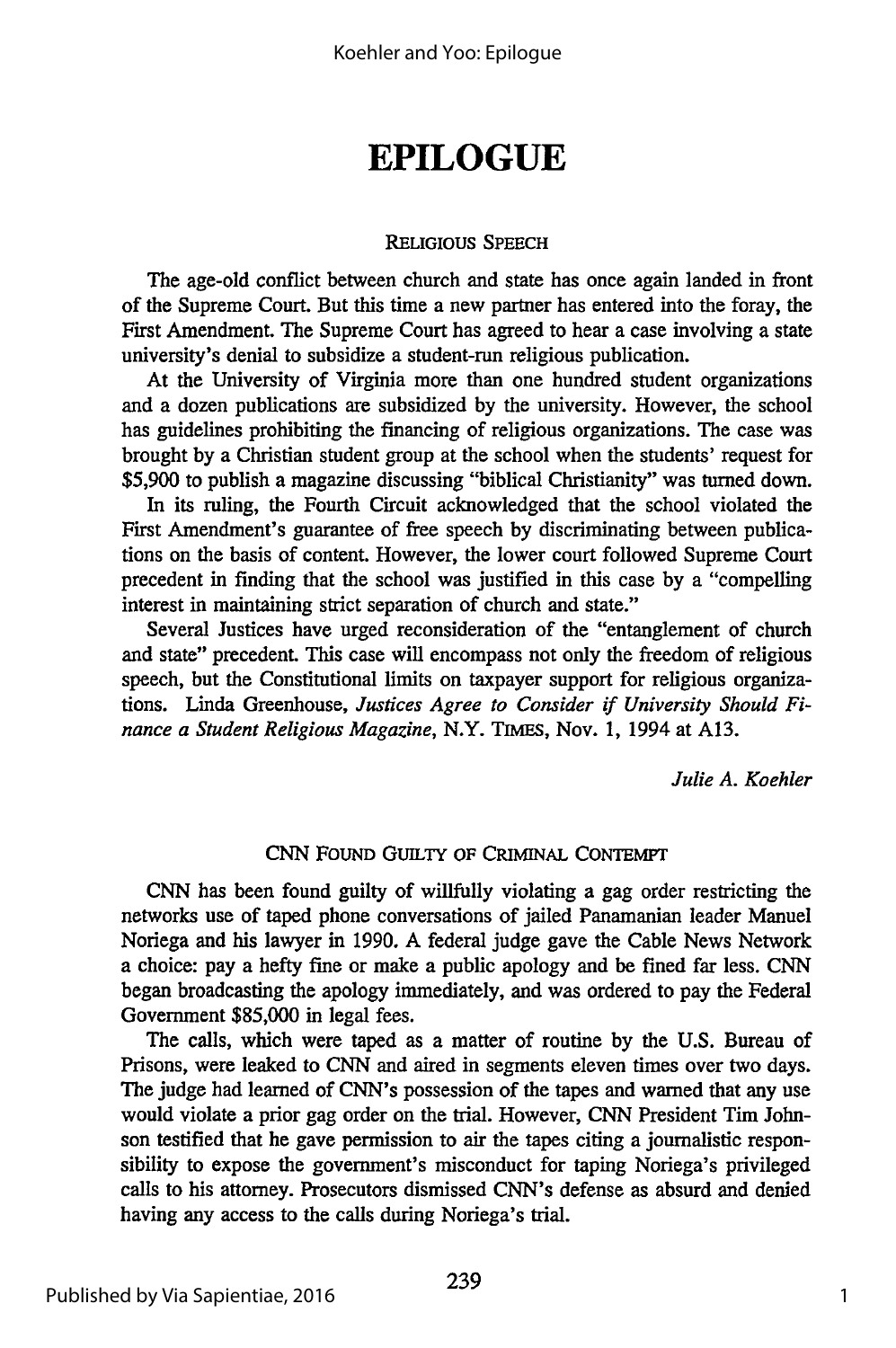# EPILOGUE

## Religious Speech

The age-old conflict between church and state has once again landed in front of the Supreme Court. But this time a new partner has entered into the foray, the First Amendment. The Supreme Court has agreed to hear a case involving a state university's denial to subsidize a student-run religious publication.

At the University of Virginia more than one hundred student organizations and a dozen publications are subsidized by the university. However, the school has guidelines prohibiting the financing of religious organizations. The case was brought by a Christian student group at the school when the students' request for $5,900 to publish a magazine discussing "biblical Christianity" was turned down.

In its ruling, the Fourth Circuit acknowledged that the school violated the First Amendment's guarantee of free speech by discriminating between publications on the basis of content. However, the lower court followed Supreme Court precedent in finding that the school was justified in this case by a "compelling interest in maintaining strict separation of church and state."

Several Justices have urged reconsideration of the "entanglement of church and state" precedent. This case will encompass not only the freedom of religious speech, but the Constitutional limits on taxpayer support for religious organizations. Linda Greenhouse, *Justices Agree to Consider if University Should Finance a Student Religious Magazine*, N.Y. Times, Nov. 1, 1994 at A13.

*Julie A. Koehler*

## CNN Found Guilty of Criminal Contempt

CNN has been found guilty of willfully violating a gag order restricting the networks use of taped phone conversations of jailed Panamanian leader Manuel Noriega and his lawyer in 1990. A federal judge gave the Cable News Network a choice: pay a hefty fine or make a public apology and be fined far less. CNN began broadcasting the apology immediately, and was ordered to pay the Federal Government $85,000 in legal fees.

The calls, which were taped as a matter of routine by the U.S. Bureau of Prisons, were leaked to CNN and aired in segments eleven times over two days. The judge had learned of CNN's possession of the tapes and warned that any use would violate a prior gag order on the trial. However, CNN President Tim Johnson testified that he gave permission to air the tapes citing a journalistic responsibility to expose the government's misconduct for taping Noriega's privileged calls to his attorney. Prosecutors dismissed CNN's defense as absurd and denied having any access to the calls during Noriega's trial.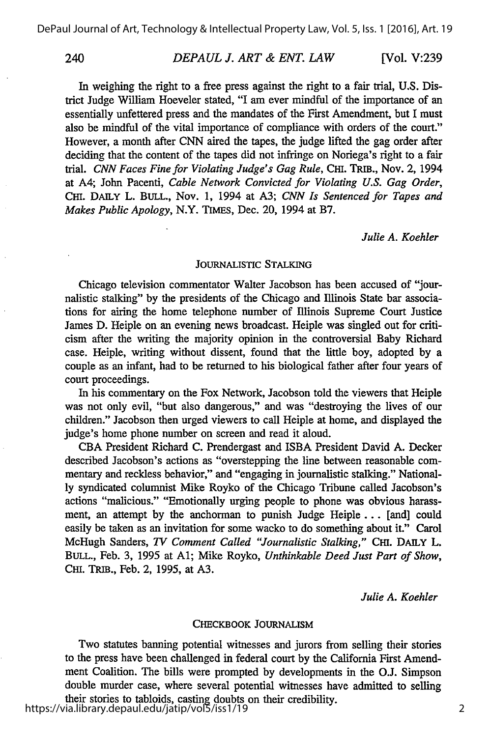In weighing the right to a free press against the right to a fair trial, U.S. District Judge William Hoeveler stated, "I am ever mindful of the importance of an essentially unfettered press and the mandates of the First Amendment, but I must also be mindful of the vital importance of compliance with orders of the court." However, a month after CNN aired the tapes, the judge lifted the gag order after deciding that the content of the tapes did not infringe on Noriega's right to a fair trial. *CNN Faces Fine for Violating Judge's Gag Rule*, CHI. TRIB., Nov. 2, 1994 at A4; John Pacenti, *Cable Network Convicted for Violating U.S. Gag Order*, CHI. DAILY L. BULL., Nov. 1, 1994 at A3; *CNN Is Sentenced for Tapes and Makes Public Apology*, N.Y. TIMES, Dec. 20, 1994 at B7.

*Julie A. Koehler*

## JOURNALISTIC STALKING

Chicago television commentator Walter Jacobson has been accused of "journalistic stalking" by the presidents of the Chicago and Illinois State bar associations for airing the home telephone number of Illinois Supreme Court Justice James D. Heiple on an evening news broadcast. Heiple was singled out for criticism after the writing the majority opinion in the controversial Baby Richard case. Heiple, writing without dissent, found that the little boy, adopted by a couple as an infant, had to be returned to his biological father after four years of court proceedings.

In his commentary on the Fox Network, Jacobson told the viewers that Heiple was not only evil, "but also dangerous," and was "destroying the lives of our children." Jacobson then urged viewers to call Heiple at home, and displayed the judge's home phone number on screen and read it aloud.

CBA President Richard C. Prendergast and ISBA President David A. Decker described Jacobson's actions as "overstepping the line between reasonable commentary and reckless behavior," and "engaging in journalistic stalking." Nationally syndicated columnist Mike Royko of the Chicago Tribune called Jacobson's actions "malicious." "Emotionally urging people to phone was obvious harassment, an attempt by the anchorman to punish Judge Heiple . . . [and] could easily be taken as an invitation for some wacko to do something about it." Carol McHugh Sanders, *TV Comment Called "Journalistic Stalking,"* CHI. DAILY L. BULL., Feb. 3, 1995 at A1; Mike Royko, *Unthinkable Deed Just Part of Show*, CHI. TRIB., Feb. 2, 1995, at A3.

*Julie A. Koehler*

## CHECKBOOK JOURNALISM

Two statutes banning potential witnesses and jurors from selling their stories to the press have been challenged in federal court by the California First Amendment Coalition. The bills were prompted by developments in the O.J. Simpson double murder case, where several potential witnesses have admitted to selling their stories to tabloids, casting doubts on their credibility.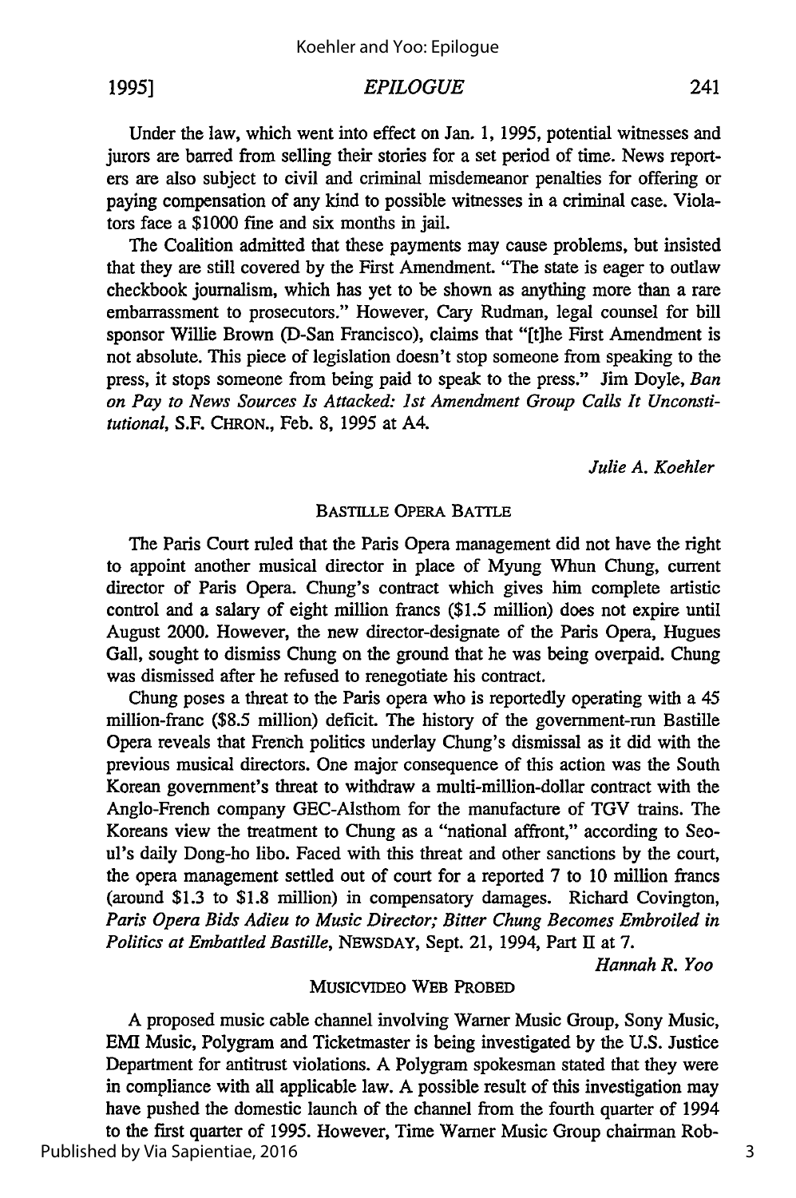Under the law, which went into effect on Jan. 1, 1995, potential witnesses and jurors are barred from selling their stories for a set period of time. News reporters are also subject to civil and criminal misdemeanor penalties for offering or paying compensation of any kind to possible witnesses in a criminal case. Violators face a $1000 fine and six months in jail.

The Coalition admitted that these payments may cause problems, but insisted that they are still covered by the First Amendment. "The state is eager to outlaw checkbook journalism, which has yet to be shown as anything more than a rare embarrassment to prosecutors." However, Cary Rudman, legal counsel for bill sponsor Willie Brown (D-San Francisco), claims that "[t]he First Amendment is not absolute. This piece of legislation doesn't stop someone from speaking to the press, it stops someone from being paid to speak to the press." Jim Doyle, *Ban on Pay to News Sources Is Attacked: 1st Amendment Group Calls It Unconstitutional*, S.F. CHRON., Feb. 8, 1995 at A4.

*Julie A. Koehler*

### BASTILLE OPERA BATTLE

The Paris Court ruled that the Paris Opera management did not have the right to appoint another musical director in place of Myung Whun Chung, current director of Paris Opera. Chung's contract which gives him complete artistic control and a salary of eight million francs ($1.5 million) does not expire until August 2000. However, the new director-designate of the Paris Opera, Hugues Gall, sought to dismiss Chung on the ground that he was being overpaid. Chung was dismissed after he refused to renegotiate his contract.

Chung poses a threat to the Paris opera who is reportedly operating with a 45 million-franc ($8.5 million) deficit. The history of the government-run Bastille Opera reveals that French politics underlay Chung's dismissal as it did with the previous musical directors. One major consequence of this action was the South Korean government's threat to withdraw a multi-million-dollar contract with the Anglo-French company GEC-Alsthom for the manufacture of TGV trains. The Koreans view the treatment to Chung as a "national affront," according to Seoul's daily Dong-ho libo. Faced with this threat and other sanctions by the court, the opera management settled out of court for a reported 7 to 10 million francs (around $1.3 to $1.8 million) in compensatory damages. Richard Covington, *Paris Opera Bids Adieu to Music Director; Bitter Chung Becomes Embroiled in Politics at Embattled Bastille*, NEWSDAY, Sept. 21, 1994, Part II at 7.

*Hannah R. Yoo*

### MUSICVIDEO WEB PROBED

A proposed music cable channel involving Warner Music Group, Sony Music, EMI Music, Polygram and Ticketmaster is being investigated by the U.S. Justice Department for antitrust violations. A Polygram spokesman stated that they were in compliance with all applicable law. A possible result of this investigation may have pushed the domestic launch of the channel from the fourth quarter of 1994 to the first quarter of 1995. However, Time Warner Music Group chairman Rob-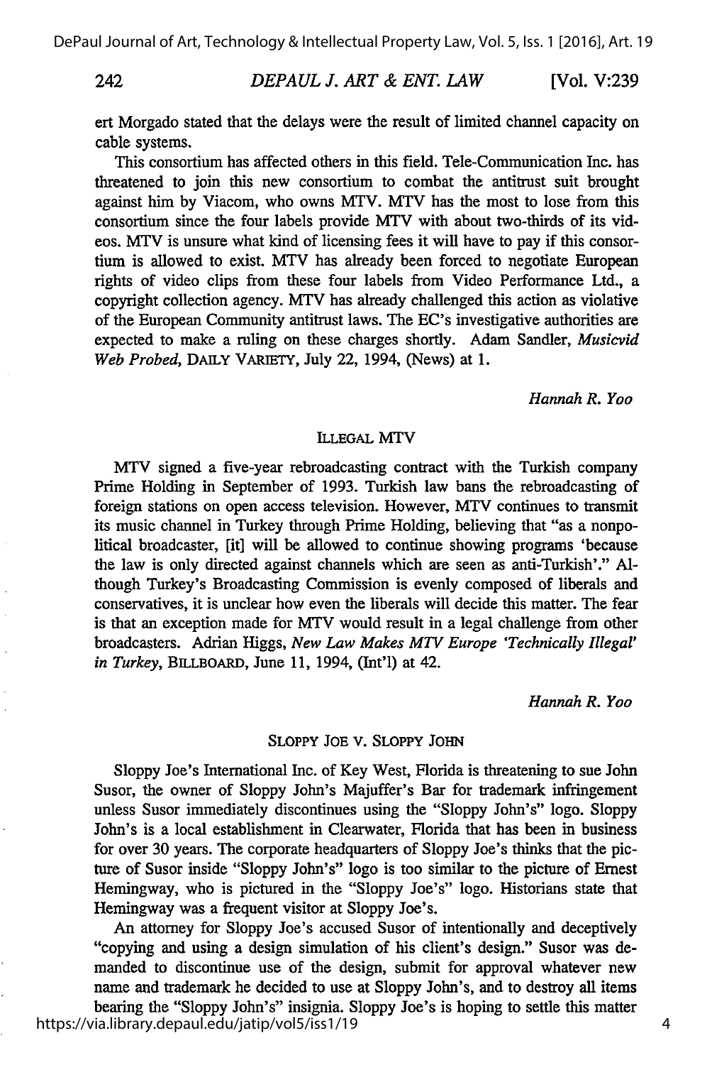ert Morgado stated that the delays were the result of limited channel capacity on cable systems.

This consortium has affected others in this field. Tele-Communication Inc. has threatened to join this new consortium to combat the antitrust suit brought against him by Viacom, who owns MTV. MTV has the most to lose from this consortium since the four labels provide MTV with about two-thirds of its videos. MTV is unsure what kind of licensing fees it will have to pay if this consortium is allowed to exist. MTV has already been forced to negotiate European rights of video clips from these four labels from Video Performance Ltd., a copyright collection agency. MTV has already challenged this action as violative of the European Community antitrust laws. The EC's investigative authorities are expected to make a ruling on these charges shortly. Adam Sandler, *Musicvid Web Probed*, DAILY VARIETY, July 22, 1994, (News) at 1.

*Hannah R. Yoo*

## ILLEGAL MTV

MTV signed a five-year rebroadcasting contract with the Turkish company Prime Holding in September of 1993. Turkish law bans the rebroadcasting of foreign stations on open access television. However, MTV continues to transmit its music channel in Turkey through Prime Holding, believing that "as a nonpolitical broadcaster, [it] will be allowed to continue showing programs 'because the law is only directed against channels which are seen as anti-Turkish'." Although Turkey's Broadcasting Commission is evenly composed of liberals and conservatives, it is unclear how even the liberals will decide this matter. The fear is that an exception made for MTV would result in a legal challenge from other broadcasters. Adrian Higgs, *New Law Makes MTV Europe 'Technically Illegal' in Turkey*, BILLBOARD, June 11, 1994, (Int'l) at 42.

*Hannah R. Yoo*

## SLOPPY JOE V. SLOPPY JOHN

Sloppy Joe's International Inc. of Key West, Florida is threatening to sue John Susor, the owner of Sloppy John's Majuffer's Bar for trademark infringement unless Susor immediately discontinues using the "Sloppy John's" logo. Sloppy John's is a local establishment in Clearwater, Florida that has been in business for over 30 years. The corporate headquarters of Sloppy Joe's thinks that the picture of Susor inside "Sloppy John's" logo is too similar to the picture of Ernest Hemingway, who is pictured in the "Sloppy Joe's" logo. Historians state that Hemingway was a frequent visitor at Sloppy Joe's.

An attorney for Sloppy Joe's accused Susor of intentionally and deceptively "copying and using a design simulation of his client's design." Susor was demanded to discontinue use of the design, submit for approval whatever new name and trademark he decided to use at Sloppy John's, and to destroy all items bearing the "Sloppy John's" insignia. Sloppy Joe's is hoping to settle this matter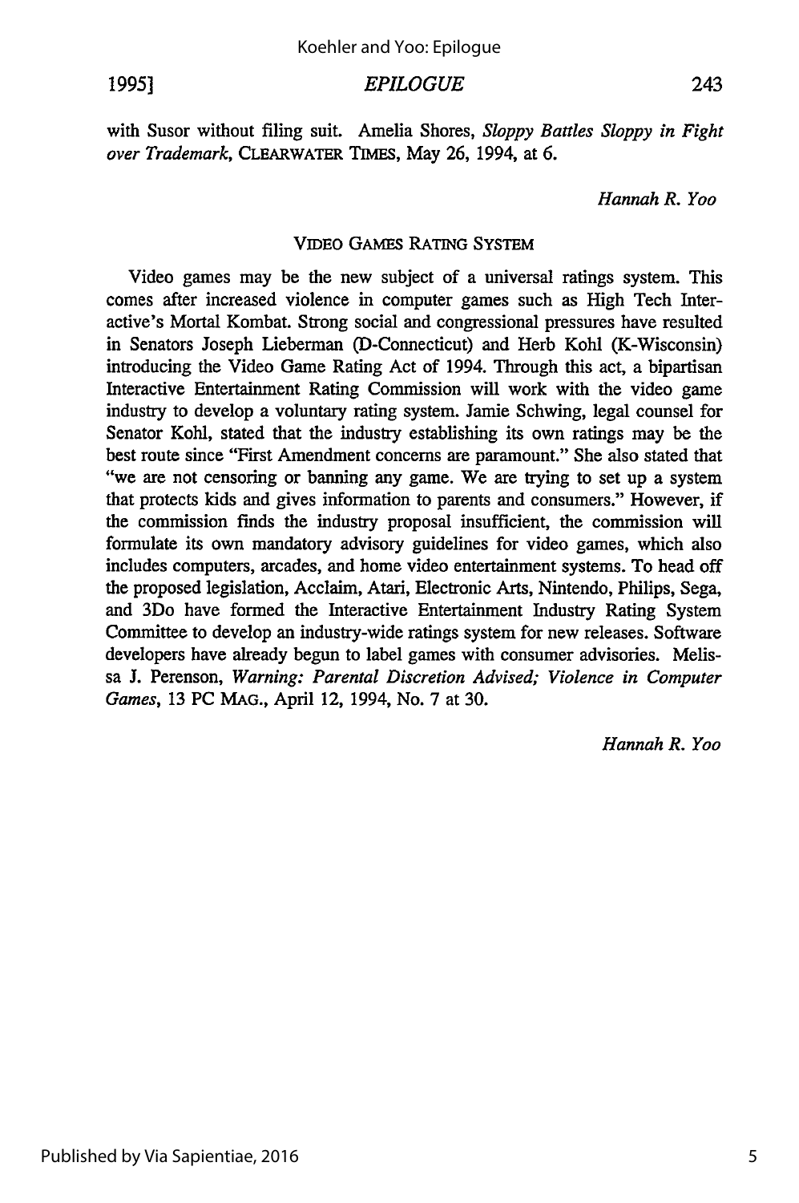with Susor without filing suit. Amelia Shores, *Sloppy Battles Sloppy in Fight over Trademark*, CLEARWATER TIMES, May 26, 1994, at 6.

*Hannah R. Yoo*

### VIDEO GAMES RATING SYSTEM

Video games may be the new subject of a universal ratings system. This comes after increased violence in computer games such as High Tech Interactive's Mortal Kombat. Strong social and congressional pressures have resulted in Senators Joseph Lieberman (D-Connecticut) and Herb Kohl (K-Wisconsin) introducing the Video Game Rating Act of 1994. Through this act, a bipartisan Interactive Entertainment Rating Commission will work with the video game industry to develop a voluntary rating system. Jamie Schwing, legal counsel for Senator Kohl, stated that the industry establishing its own ratings may be the best route since "First Amendment concerns are paramount." She also stated that "we are not censoring or banning any game. We are trying to set up a system that protects kids and gives information to parents and consumers." However, if the commission finds the industry proposal insufficient, the commission will formulate its own mandatory advisory guidelines for video games, which also includes computers, arcades, and home video entertainment systems. To head off the proposed legislation, Acclaim, Atari, Electronic Arts, Nintendo, Philips, Sega, and 3Do have formed the Interactive Entertainment Industry Rating System Committee to develop an industry-wide ratings system for new releases. Software developers have already begun to label games with consumer advisories. Melissa J. Perenson, *Warning: Parental Discretion Advised; Violence in Computer Games*, 13 PC MAG., April 12, 1994, No. 7 at 30.

*Hannah R. Yoo*